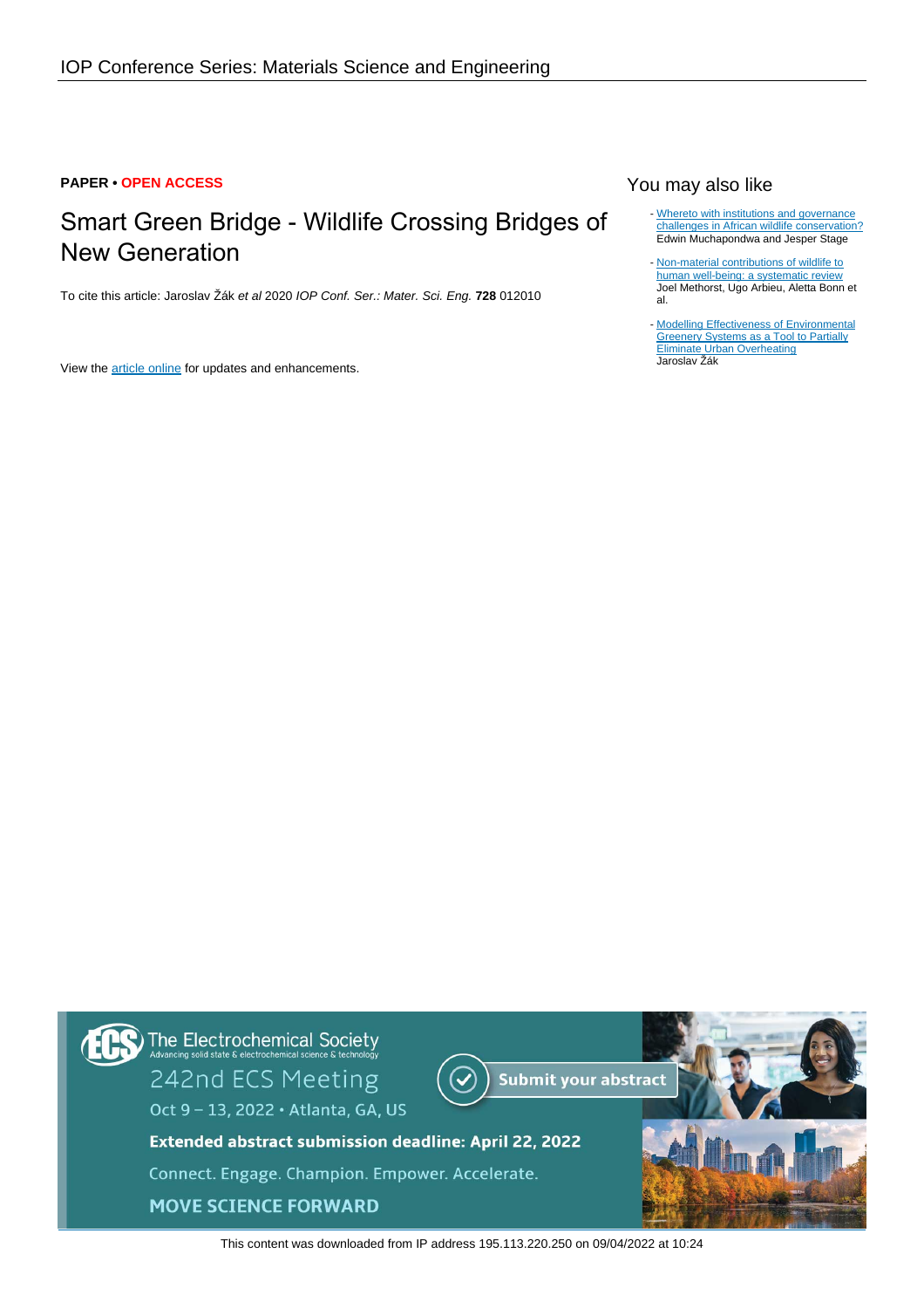**PAPER • OPEN ACCESS**

# Smart Green Bridge - Wildlife Crossing Bridges of New Generation

To cite this article: Jaroslav Žák *et al* 2020 *IOP Conf. Ser.: Mater. Sci. Eng.* **728** 012010

View the article online for updates and enhancements.

## You may also like

- Whereto with institutions and governance challenges in African wildlife conservation?
Edwin Muchapondwa and Jesper Stage

- Non-material contributions of wildlife to human well-being: a systematic review
Joel Methorst, Ugo Arbieu, Aletta Bonn et al.

- Modelling Effectiveness of Environmental Greenery Systems as a Tool to Partially Eliminate Urban Overheating
Jaroslav Žák

This content was downloaded from IP address 195.113.220.250 on 09/04/2022 at 10:24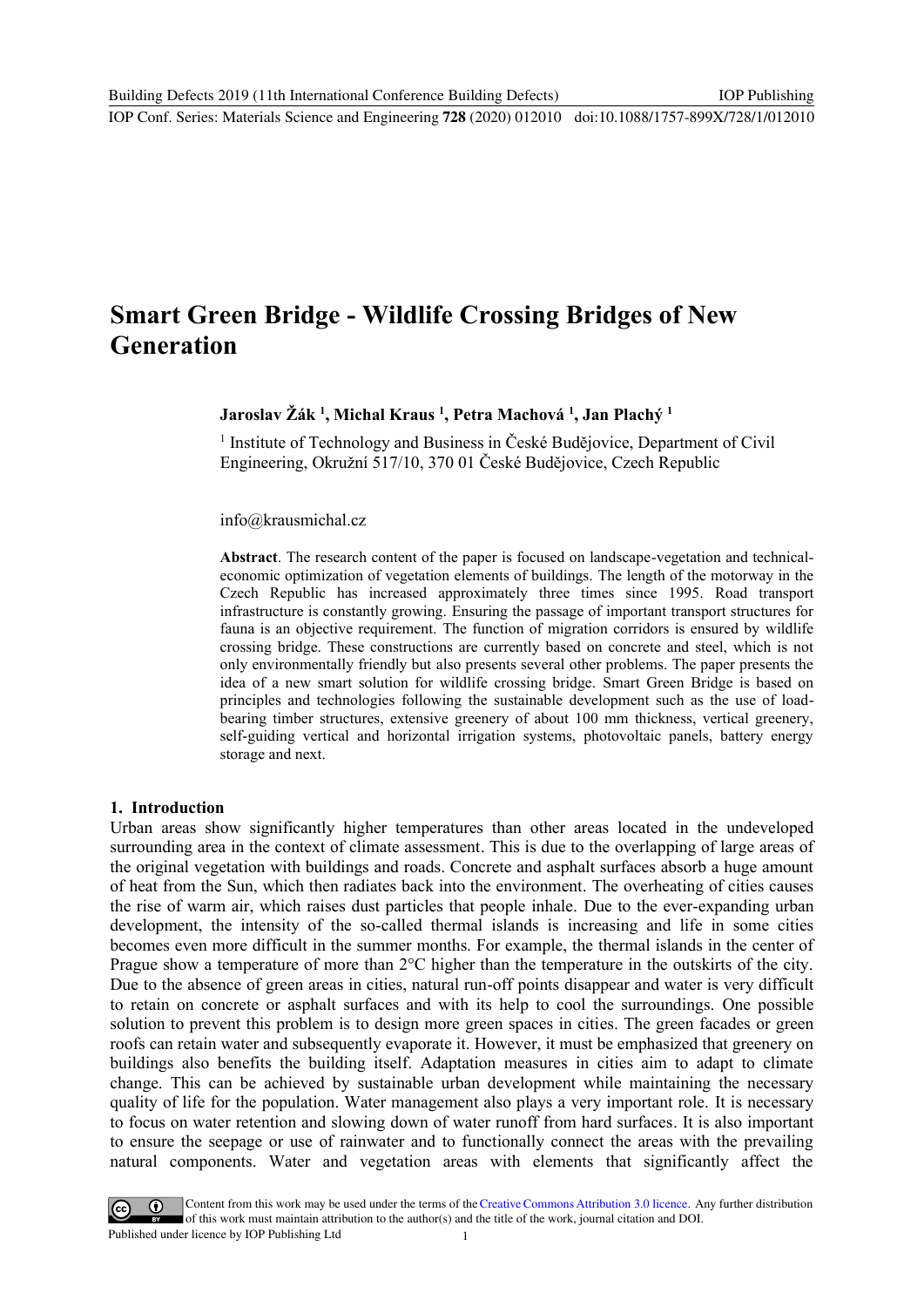# Smart Green Bridge - Wildlife Crossing Bridges of New Generation

**Jaroslav Žák [1], Michal Kraus [1], Petra Machová [1], Jan Plachý [1]**

[1] Institute of Technology and Business in České Budějovice, Department of Civil Engineering, Okružní 517/10, 370 01 České Budějovice, Czech Republic

info@krausmichal.cz

**Abstract**. The research content of the paper is focused on landscape-vegetation and technical-economic optimization of vegetation elements of buildings. The length of the motorway in the Czech Republic has increased approximately three times since 1995. Road transport infrastructure is constantly growing. Ensuring the passage of important transport structures for fauna is an objective requirement. The function of migration corridors is ensured by wildlife crossing bridge. These constructions are currently based on concrete and steel, which is not only environmentally friendly but also presents several other problems. The paper presents the idea of a new smart solution for wildlife crossing bridge. Smart Green Bridge is based on principles and technologies following the sustainable development such as the use of load-bearing timber structures, extensive greenery of about 100 mm thickness, vertical greenery, self-guiding vertical and horizontal irrigation systems, photovoltaic panels, battery energy storage and next.

## 1. Introduction

Urban areas show significantly higher temperatures than other areas located in the undeveloped surrounding area in the context of climate assessment. This is due to the overlapping of large areas of the original vegetation with buildings and roads. Concrete and asphalt surfaces absorb a huge amount of heat from the Sun, which then radiates back into the environment. The overheating of cities causes the rise of warm air, which raises dust particles that people inhale. Due to the ever-expanding urban development, the intensity of the so-called thermal islands is increasing and life in some cities becomes even more difficult in the summer months. For example, the thermal islands in the center of Prague show a temperature of more than 2°C higher than the temperature in the outskirts of the city. Due to the absence of green areas in cities, natural run-off points disappear and water is very difficult to retain on concrete or asphalt surfaces and with its help to cool the surroundings. One possible solution to prevent this problem is to design more green spaces in cities. The green facades or green roofs can retain water and subsequently evaporate it. However, it must be emphasized that greenery on buildings also benefits the building itself. Adaptation measures in cities aim to adapt to climate change. This can be achieved by sustainable urban development while maintaining the necessary quality of life for the population. Water management also plays a very important role. It is necessary to focus on water retention and slowing down of water runoff from hard surfaces. It is also important to ensure the seepage or use of rainwater and to functionally connect the areas with the prevailing natural components. Water and vegetation areas with elements that significantly affect the

Content from this work may be used under the terms of the Creative Commons Attribution 3.0 licence. Any further distribution of this work must maintain attribution to the author(s) and the title of the work, journal citation and DOI.
Published under licence by IOP Publishing Ltd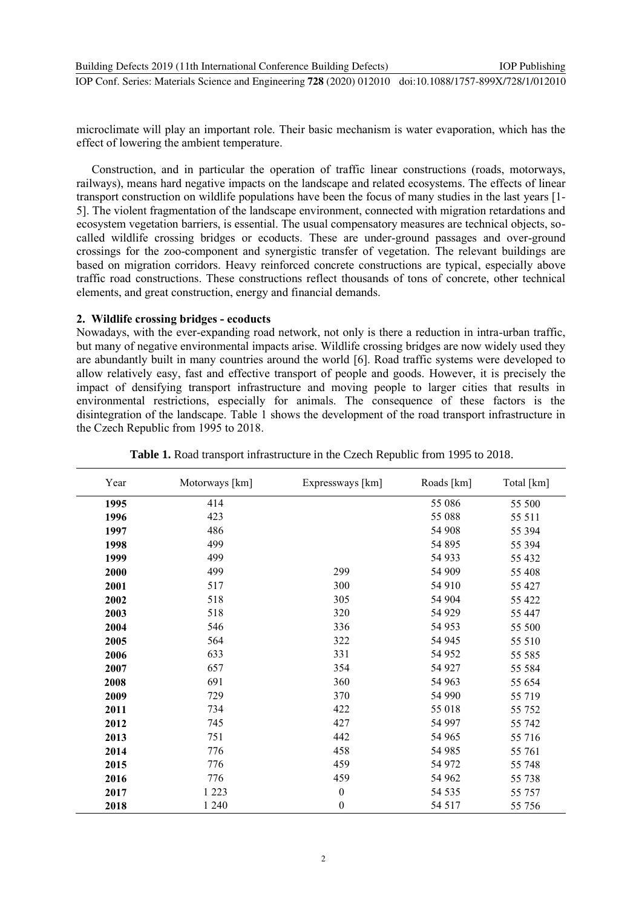microclimate will play an important role. Their basic mechanism is water evaporation, which has the effect of lowering the ambient temperature.

Construction, and in particular the operation of traffic linear constructions (roads, motorways, railways), means hard negative impacts on the landscape and related ecosystems. The effects of linear transport construction on wildlife populations have been the focus of many studies in the last years [1-5]. The violent fragmentation of the landscape environment, connected with migration retardations and ecosystem vegetation barriers, is essential. The usual compensatory measures are technical objects, so-called wildlife crossing bridges or ecoducts. These are under-ground passages and over-ground crossings for the zoo-component and synergistic transfer of vegetation. The relevant buildings are based on migration corridors. Heavy reinforced concrete constructions are typical, especially above traffic road constructions. These constructions reflect thousands of tons of concrete, other technical elements, and great construction, energy and financial demands.

## 2. Wildlife crossing bridges - ecoducts

Nowadays, with the ever-expanding road network, not only is there a reduction in intra-urban traffic, but many of negative environmental impacts arise. Wildlife crossing bridges are now widely used they are abundantly built in many countries around the world [6]. Road traffic systems were developed to allow relatively easy, fast and effective transport of people and goods. However, it is precisely the impact of densifying transport infrastructure and moving people to larger cities that results in environmental restrictions, especially for animals. The consequence of these factors is the disintegration of the landscape. Table 1 shows the development of the road transport infrastructure in the Czech Republic from 1995 to 2018.

**Table 1.** Road transport infrastructure in the Czech Republic from 1995 to 2018.

| Year | Motorways [km] | Expressways [km] | Roads [km] | Total [km] |
|---|---|---|---|---|
| **1995** | 414 | | 55 086 | 55 500 |
| **1996** | 423 | | 55 088 | 55 511 |
| **1997** | 486 | | 54 908 | 55 394 |
| **1998** | 499 | | 54 895 | 55 394 |
| **1999** | 499 | | 54 933 | 55 432 |
| **2000** | 499 | 299 | 54 909 | 55 408 |
| **2001** | 517 | 300 | 54 910 | 55 427 |
| **2002** | 518 | 305 | 54 904 | 55 422 |
| **2003** | 518 | 320 | 54 929 | 55 447 |
| **2004** | 546 | 336 | 54 953 | 55 500 |
| **2005** | 564 | 322 | 54 945 | 55 510 |
| **2006** | 633 | 331 | 54 952 | 55 585 |
| **2007** | 657 | 354 | 54 927 | 55 584 |
| **2008** | 691 | 360 | 54 963 | 55 654 |
| **2009** | 729 | 370 | 54 990 | 55 719 |
| **2011** | 734 | 422 | 55 018 | 55 752 |
| **2012** | 745 | 427 | 54 997 | 55 742 |
| **2013** | 751 | 442 | 54 965 | 55 716 |
| **2014** | 776 | 458 | 54 985 | 55 761 |
| **2015** | 776 | 459 | 54 972 | 55 748 |
| **2016** | 776 | 459 | 54 962 | 55 738 |
| **2017** | 1 223 | 0 | 54 535 | 55 757 |
| **2018** | 1 240 | 0 | 54 517 | 55 756 |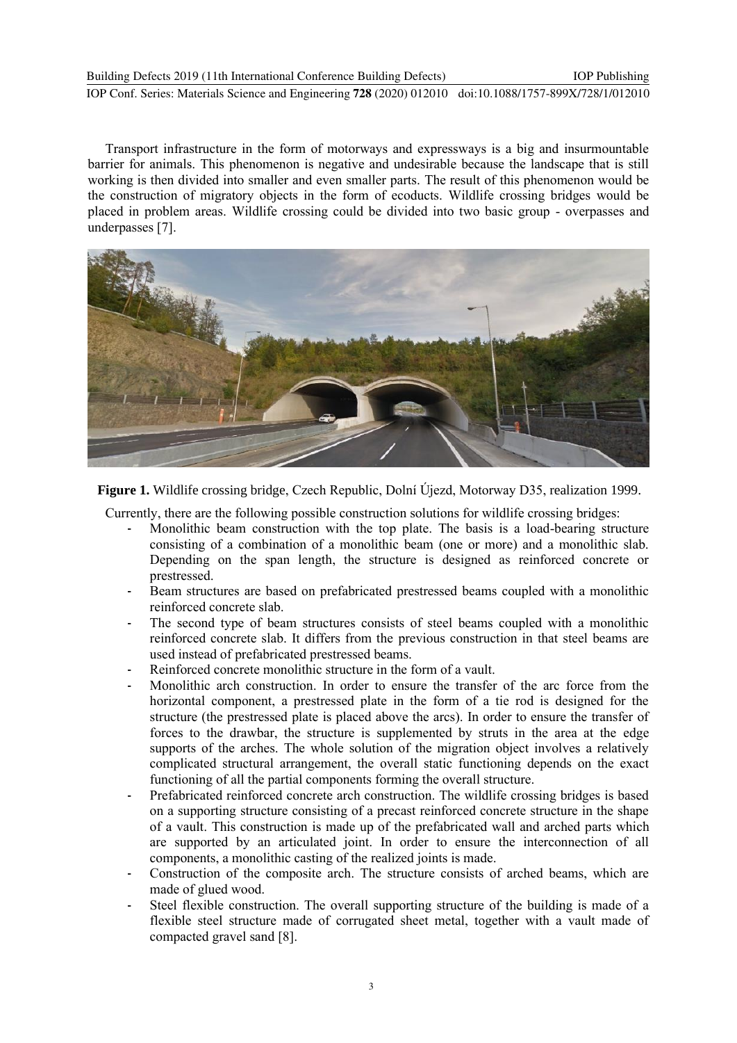Transport infrastructure in the form of motorways and expressways is a big and insurmountable barrier for animals. This phenomenon is negative and undesirable because the landscape that is still working is then divided into smaller and even smaller parts. The result of this phenomenon would be the construction of migratory objects in the form of ecoducts. Wildlife crossing bridges would be placed in problem areas. Wildlife crossing could be divided into two basic group - overpasses and underpasses [7].

**Figure 1.** Wildlife crossing bridge, Czech Republic, Dolní Újezd, Motorway D35, realization 1999.

Currently, there are the following possible construction solutions for wildlife crossing bridges:

- Monolithic beam construction with the top plate. The basis is a load-bearing structure consisting of a combination of a monolithic beam (one or more) and a monolithic slab. Depending on the span length, the structure is designed as reinforced concrete or prestressed.
- Beam structures are based on prefabricated prestressed beams coupled with a monolithic reinforced concrete slab.
- The second type of beam structures consists of steel beams coupled with a monolithic reinforced concrete slab. It differs from the previous construction in that steel beams are used instead of prefabricated prestressed beams.
- Reinforced concrete monolithic structure in the form of a vault.
- Monolithic arch construction. In order to ensure the transfer of the arc force from the horizontal component, a prestressed plate in the form of a tie rod is designed for the structure (the prestressed plate is placed above the arcs). In order to ensure the transfer of forces to the drawbar, the structure is supplemented by struts in the area at the edge supports of the arches. The whole solution of the migration object involves a relatively complicated structural arrangement, the overall static functioning depends on the exact functioning of all the partial components forming the overall structure.
- Prefabricated reinforced concrete arch construction. The wildlife crossing bridges is based on a supporting structure consisting of a precast reinforced concrete structure in the shape of a vault. This construction is made up of the prefabricated wall and arched parts which are supported by an articulated joint. In order to ensure the interconnection of all components, a monolithic casting of the realized joints is made.
- Construction of the composite arch. The structure consists of arched beams, which are made of glued wood.
- Steel flexible construction. The overall supporting structure of the building is made of a flexible steel structure made of corrugated sheet metal, together with a vault made of compacted gravel sand [8].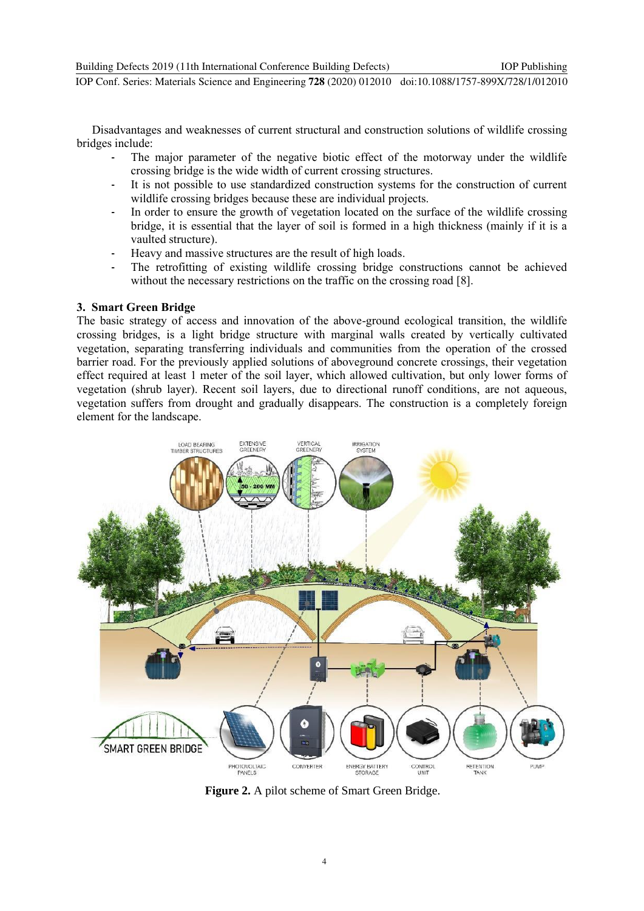Disadvantages and weaknesses of current structural and construction solutions of wildlife crossing bridges include:

- The major parameter of the negative biotic effect of the motorway under the wildlife crossing bridge is the wide width of current crossing structures.
- It is not possible to use standardized construction systems for the construction of current wildlife crossing bridges because these are individual projects.
- In order to ensure the growth of vegetation located on the surface of the wildlife crossing bridge, it is essential that the layer of soil is formed in a high thickness (mainly if it is a vaulted structure).
- Heavy and massive structures are the result of high loads.
- The retrofitting of existing wildlife crossing bridge constructions cannot be achieved without the necessary restrictions on the traffic on the crossing road [8].

## 3. Smart Green Bridge

The basic strategy of access and innovation of the above-ground ecological transition, the wildlife crossing bridges, is a light bridge structure with marginal walls created by vertically cultivated vegetation, separating transferring individuals and communities from the operation of the crossed barrier road. For the previously applied solutions of aboveground concrete crossings, their vegetation effect required at least 1 meter of the soil layer, which allowed cultivation, but only lower forms of vegetation (shrub layer). Recent soil layers, due to directional runoff conditions, are not aqueous, vegetation suffers from drought and gradually disappears. The construction is a completely foreign element for the landscape.

**Figure 2.** A pilot scheme of Smart Green Bridge.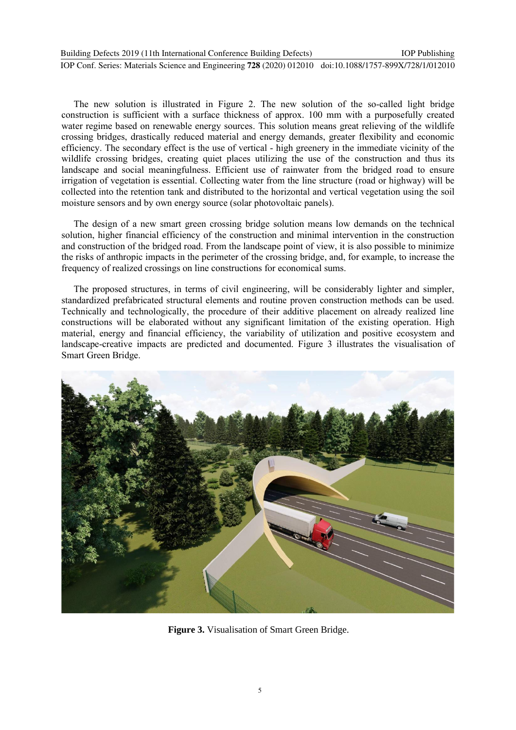The new solution is illustrated in Figure 2. The new solution of the so-called light bridge construction is sufficient with a surface thickness of approx. 100 mm with a purposefully created water regime based on renewable energy sources. This solution means great relieving of the wildlife crossing bridges, drastically reduced material and energy demands, greater flexibility and economic efficiency. The secondary effect is the use of vertical - high greenery in the immediate vicinity of the wildlife crossing bridges, creating quiet places utilizing the use of the construction and thus its landscape and social meaningfulness. Efficient use of rainwater from the bridged road to ensure irrigation of vegetation is essential. Collecting water from the line structure (road or highway) will be collected into the retention tank and distributed to the horizontal and vertical vegetation using the soil moisture sensors and by own energy source (solar photovoltaic panels).

The design of a new smart green crossing bridge solution means low demands on the technical solution, higher financial efficiency of the construction and minimal intervention in the construction and construction of the bridged road. From the landscape point of view, it is also possible to minimize the risks of anthropic impacts in the perimeter of the crossing bridge, and, for example, to increase the frequency of realized crossings on line constructions for economical sums.

The proposed structures, in terms of civil engineering, will be considerably lighter and simpler, standardized prefabricated structural elements and routine proven construction methods can be used. Technically and technologically, the procedure of their additive placement on already realized line constructions will be elaborated without any significant limitation of the existing operation. High material, energy and financial efficiency, the variability of utilization and positive ecosystem and landscape-creative impacts are predicted and documented. Figure 3 illustrates the visualisation of Smart Green Bridge.

**Figure 3.** Visualisation of Smart Green Bridge.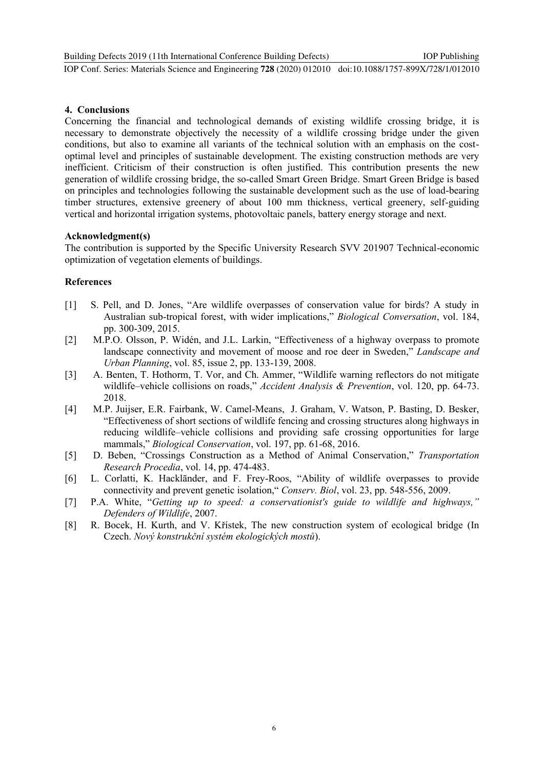## 4. Conclusions

Concerning the financial and technological demands of existing wildlife crossing bridge, it is necessary to demonstrate objectively the necessity of a wildlife crossing bridge under the given conditions, but also to examine all variants of the technical solution with an emphasis on the cost-optimal level and principles of sustainable development. The existing construction methods are very inefficient. Criticism of their construction is often justified. This contribution presents the new generation of wildlife crossing bridge, the so-called Smart Green Bridge. Smart Green Bridge is based on principles and technologies following the sustainable development such as the use of load-bearing timber structures, extensive greenery of about 100 mm thickness, vertical greenery, self-guiding vertical and horizontal irrigation systems, photovoltaic panels, battery energy storage and next.

### Acknowledgment(s)

The contribution is supported by the Specific University Research SVV 201907 Technical-economic optimization of vegetation elements of buildings.

### References

[1] S. Pell, and D. Jones, "Are wildlife overpasses of conservation value for birds? A study in Australian sub-tropical forest, with wider implications," *Biological Conversation*, vol. 184, pp. 300-309, 2015.

[2] M.P.O. Olsson, P. Widén, and J.L. Larkin, "Effectiveness of a highway overpass to promote landscape connectivity and movement of moose and roe deer in Sweden," *Landscape and Urban Planning*, vol. 85, issue 2, pp. 133-139, 2008.

[3] A. Benten, T. Hothorm, T. Vor, and Ch. Ammer, "Wildlife warning reflectors do not mitigate wildlife–vehicle collisions on roads," *Accident Analysis & Prevention*, vol. 120, pp. 64-73. 2018.

[4] M.P. Juijser, E.R. Fairbank, W. Camel-Means, J. Graham, V. Watson, P. Basting, D. Besker, "Effectiveness of short sections of wildlife fencing and crossing structures along highways in reducing wildlife–vehicle collisions and providing safe crossing opportunities for large mammals," *Biological Conservation*, vol. 197, pp. 61-68, 2016.

[5] D. Beben, "Crossings Construction as a Method of Animal Conservation," *Transportation Research Procedia*, vol. 14, pp. 474-483.

[6] L. Corlatti, K. Hacklānder, and F. Frey-Roos, "Ability of wildlife overpasses to provide connectivity and prevent genetic isolation," *Conserv. Biol*, vol. 23, pp. 548-556, 2009.

[7] P.A. White, "*Getting up to speed: a conservationist's guide to wildlife and highways," Defenders of Wildlife*, 2007.

[8] R. Bocek, H. Kurth, and V. Křístek, The new construction system of ecological bridge (In Czech. *Nový konstrukční systém ekologických mostů*).